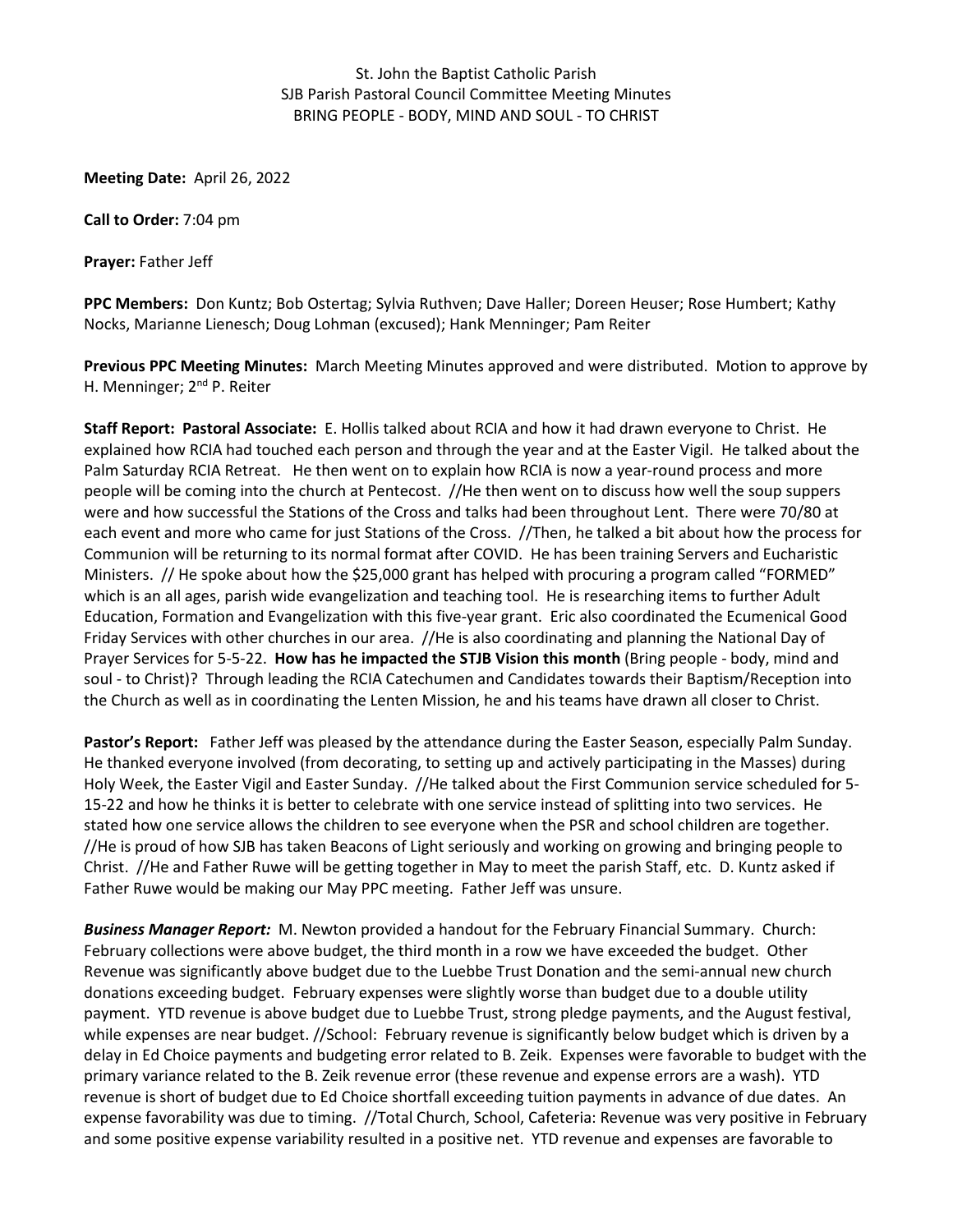St. John the Baptist Catholic Parish
SJB Parish Pastoral Council Committee Meeting Minutes
BRING PEOPLE - BODY, MIND AND SOUL - TO CHRIST

**Meeting Date:** April 26, 2022

**Call to Order:** 7:04 pm

**Prayer:** Father Jeff

**PPC Members:** Don Kuntz; Bob Ostertag; Sylvia Ruthven; Dave Haller; Doreen Heuser; Rose Humbert; Kathy Nocks, Marianne Lienesch; Doug Lohman (excused); Hank Menninger; Pam Reiter

**Previous PPC Meeting Minutes:** March Meeting Minutes approved and were distributed. Motion to approve by H. Menninger; 2nd P. Reiter

**Staff Report: Pastoral Associate:** E. Hollis talked about RCIA and how it had drawn everyone to Christ. He explained how RCIA had touched each person and through the year and at the Easter Vigil. He talked about the Palm Saturday RCIA Retreat. He then went on to explain how RCIA is now a year-round process and more people will be coming into the church at Pentecost. //He then went on to discuss how well the soup suppers were and how successful the Stations of the Cross and talks had been throughout Lent. There were 70/80 at each event and more who came for just Stations of the Cross. //Then, he talked a bit about how the process for Communion will be returning to its normal format after COVID. He has been training Servers and Eucharistic Ministers. // He spoke about how the $25,000 grant has helped with procuring a program called "FORMED" which is an all ages, parish wide evangelization and teaching tool. He is researching items to further Adult Education, Formation and Evangelization with this five-year grant. Eric also coordinated the Ecumenical Good Friday Services with other churches in our area. //He is also coordinating and planning the National Day of Prayer Services for 5-5-22. **How has he impacted the STJB Vision this month** (Bring people - body, mind and soul - to Christ)? Through leading the RCIA Catechumen and Candidates towards their Baptism/Reception into the Church as well as in coordinating the Lenten Mission, he and his teams have drawn all closer to Christ.

**Pastor's Report:** Father Jeff was pleased by the attendance during the Easter Season, especially Palm Sunday. He thanked everyone involved (from decorating, to setting up and actively participating in the Masses) during Holy Week, the Easter Vigil and Easter Sunday. //He talked about the First Communion service scheduled for 5-15-22 and how he thinks it is better to celebrate with one service instead of splitting into two services. He stated how one service allows the children to see everyone when the PSR and school children are together. //He is proud of how SJB has taken Beacons of Light seriously and working on growing and bringing people to Christ. //He and Father Ruwe will be getting together in May to meet the parish Staff, etc. D. Kuntz asked if Father Ruwe would be making our May PPC meeting. Father Jeff was unsure.

***Business Manager Report:*** M. Newton provided a handout for the February Financial Summary. Church: February collections were above budget, the third month in a row we have exceeded the budget. Other Revenue was significantly above budget due to the Luebbe Trust Donation and the semi-annual new church donations exceeding budget. February expenses were slightly worse than budget due to a double utility payment. YTD revenue is above budget due to Luebbe Trust, strong pledge payments, and the August festival, while expenses are near budget. //School: February revenue is significantly below budget which is driven by a delay in Ed Choice payments and budgeting error related to B. Zeik. Expenses were favorable to budget with the primary variance related to the B. Zeik revenue error (these revenue and expense errors are a wash). YTD revenue is short of budget due to Ed Choice shortfall exceeding tuition payments in advance of due dates. An expense favorability was due to timing. //Total Church, School, Cafeteria: Revenue was very positive in February and some positive expense variability resulted in a positive net. YTD revenue and expenses are favorable to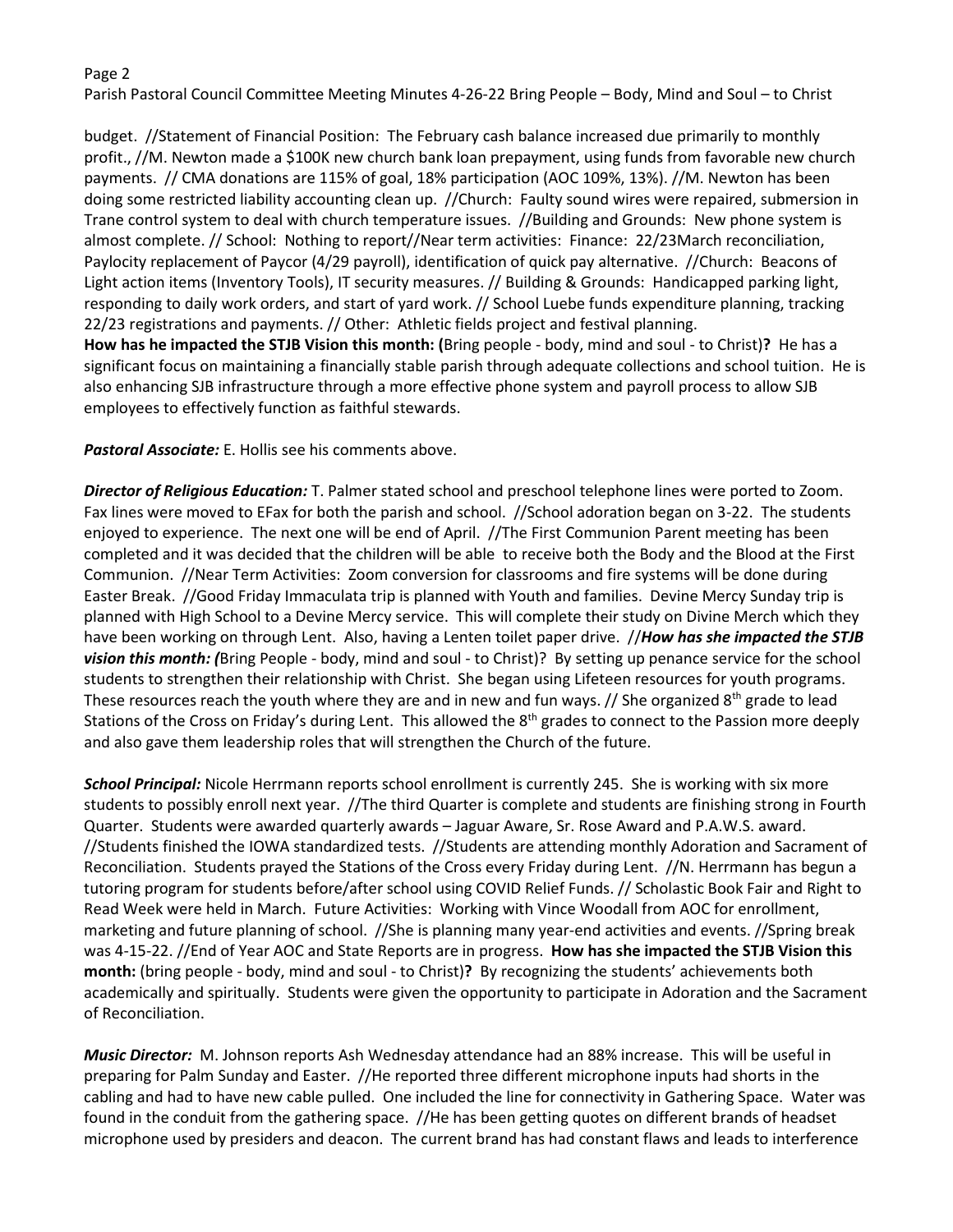budget. //Statement of Financial Position: The February cash balance increased due primarily to monthly profit., //M. Newton made a $100K new church bank loan prepayment, using funds from favorable new church payments. // CMA donations are 115% of goal, 18% participation (AOC 109%, 13%). //M. Newton has been doing some restricted liability accounting clean up. //Church: Faulty sound wires were repaired, submersion in Trane control system to deal with church temperature issues. //Building and Grounds: New phone system is almost complete. // School: Nothing to report//Near term activities: Finance: 22/23March reconciliation, Paylocity replacement of Paycor (4/29 payroll), identification of quick pay alternative. //Church: Beacons of Light action items (Inventory Tools), IT security measures. // Building & Grounds: Handicapped parking light, responding to daily work orders, and start of yard work. // School Luebe funds expenditure planning, tracking 22/23 registrations and payments. // Other: Athletic fields project and festival planning.
**How has he impacted the STJB Vision this month: (**Bring people - body, mind and soul - to Christ)**?** He has a significant focus on maintaining a financially stable parish through adequate collections and school tuition. He is also enhancing SJB infrastructure through a more effective phone system and payroll process to allow SJB employees to effectively function as faithful stewards.

***Pastoral Associate:*** E. Hollis see his comments above.

***Director of Religious Education:*** T. Palmer stated school and preschool telephone lines were ported to Zoom. Fax lines were moved to EFax for both the parish and school. //School adoration began on 3-22. The students enjoyed to experience. The next one will be end of April. //The First Communion Parent meeting has been completed and it was decided that the children will be able to receive both the Body and the Blood at the First Communion. //Near Term Activities: Zoom conversion for classrooms and fire systems will be done during Easter Break. //Good Friday Immaculata trip is planned with Youth and families. Devine Mercy Sunday trip is planned with High School to a Devine Mercy service. This will complete their study on Divine Merch which they have been working on through Lent. Also, having a Lenten toilet paper drive. //***How has she impacted the STJB vision this month: (***Bring People - body, mind and soul - to Christ)? By setting up penance service for the school students to strengthen their relationship with Christ. She began using Lifeteen resources for youth programs. These resources reach the youth where they are and in new and fun ways. // She organized 8th grade to lead Stations of the Cross on Friday's during Lent. This allowed the 8th grades to connect to the Passion more deeply and also gave them leadership roles that will strengthen the Church of the future.

***School Principal:*** Nicole Herrmann reports school enrollment is currently 245. She is working with six more students to possibly enroll next year. //The third Quarter is complete and students are finishing strong in Fourth Quarter. Students were awarded quarterly awards – Jaguar Aware, Sr. Rose Award and P.A.W.S. award. //Students finished the IOWA standardized tests. //Students are attending monthly Adoration and Sacrament of Reconciliation. Students prayed the Stations of the Cross every Friday during Lent. //N. Herrmann has begun a tutoring program for students before/after school using COVID Relief Funds. // Scholastic Book Fair and Right to Read Week were held in March. Future Activities: Working with Vince Woodall from AOC for enrollment, marketing and future planning of school. //She is planning many year-end activities and events. //Spring break was 4-15-22. //End of Year AOC and State Reports are in progress. **How has she impacted the STJB Vision this month:** (bring people - body, mind and soul - to Christ)**?** By recognizing the students' achievements both academically and spiritually. Students were given the opportunity to participate in Adoration and the Sacrament of Reconciliation.

***Music Director:*** M. Johnson reports Ash Wednesday attendance had an 88% increase. This will be useful in preparing for Palm Sunday and Easter. //He reported three different microphone inputs had shorts in the cabling and had to have new cable pulled. One included the line for connectivity in Gathering Space. Water was found in the conduit from the gathering space. //He has been getting quotes on different brands of headset microphone used by presiders and deacon. The current brand has had constant flaws and leads to interference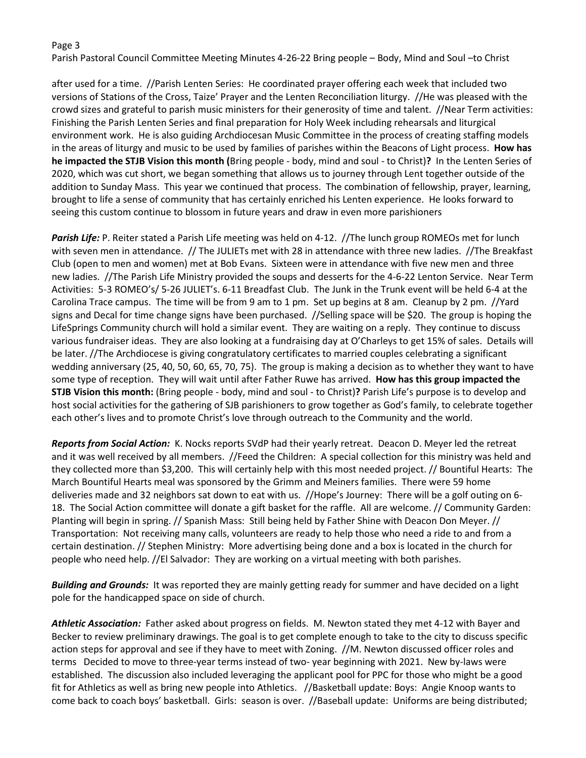after used for a time. //Parish Lenten Series: He coordinated prayer offering each week that included two versions of Stations of the Cross, Taize' Prayer and the Lenten Reconciliation liturgy. //He was pleased with the crowd sizes and grateful to parish music ministers for their generosity of time and talent. //Near Term activities: Finishing the Parish Lenten Series and final preparation for Holy Week including rehearsals and liturgical environment work. He is also guiding Archdiocesan Music Committee in the process of creating staffing models in the areas of liturgy and music to be used by families of parishes within the Beacons of Light process. **How has he impacted the STJB Vision this month (**Bring people - body, mind and soul - to Christ)**?** In the Lenten Series of 2020, which was cut short, we began something that allows us to journey through Lent together outside of the addition to Sunday Mass. This year we continued that process. The combination of fellowship, prayer, learning, brought to life a sense of community that has certainly enriched his Lenten experience. He looks forward to seeing this custom continue to blossom in future years and draw in even more parishioners

***Parish Life:*** P. Reiter stated a Parish Life meeting was held on 4-12. //The lunch group ROMEOs met for lunch with seven men in attendance. // The JULIETs met with 28 in attendance with three new ladies. //The Breakfast Club (open to men and women) met at Bob Evans. Sixteen were in attendance with five new men and three new ladies. //The Parish Life Ministry provided the soups and desserts for the 4-6-22 Lenton Service. Near Term Activities: 5-3 ROMEO's/ 5-26 JULIET's. 6-11 Breadfast Club. The Junk in the Trunk event will be held 6-4 at the Carolina Trace campus. The time will be from 9 am to 1 pm. Set up begins at 8 am. Cleanup by 2 pm. //Yard signs and Decal for time change signs have been purchased. //Selling space will be $20. The group is hoping the LifeSprings Community church will hold a similar event. They are waiting on a reply. They continue to discuss various fundraiser ideas. They are also looking at a fundraising day at O'Charleys to get 15% of sales. Details will be later. //The Archdiocese is giving congratulatory certificates to married couples celebrating a significant wedding anniversary (25, 40, 50, 60, 65, 70, 75). The group is making a decision as to whether they want to have some type of reception. They will wait until after Father Ruwe has arrived. **How has this group impacted the STJB Vision this month:** (Bring people - body, mind and soul - to Christ)**?** Parish Life's purpose is to develop and host social activities for the gathering of SJB parishioners to grow together as God's family, to celebrate together each other's lives and to promote Christ's love through outreach to the Community and the world.

***Reports from Social Action:*** K. Nocks reports SVdP had their yearly retreat. Deacon D. Meyer led the retreat and it was well received by all members. //Feed the Children: A special collection for this ministry was held and they collected more than $3,200. This will certainly help with this most needed project. // Bountiful Hearts: The March Bountiful Hearts meal was sponsored by the Grimm and Meiners families. There were 59 home deliveries made and 32 neighbors sat down to eat with us. //Hope's Journey: There will be a golf outing on 6-18. The Social Action committee will donate a gift basket for the raffle. All are welcome. // Community Garden: Planting will begin in spring. // Spanish Mass: Still being held by Father Shine with Deacon Don Meyer. // Transportation: Not receiving many calls, volunteers are ready to help those who need a ride to and from a certain destination. // Stephen Ministry: More advertising being done and a box is located in the church for people who need help. //El Salvador: They are working on a virtual meeting with both parishes.

***Building and Grounds:*** It was reported they are mainly getting ready for summer and have decided on a light pole for the handicapped space on side of church.

***Athletic Association:*** Father asked about progress on fields. M. Newton stated they met 4-12 with Bayer and Becker to review preliminary drawings. The goal is to get complete enough to take to the city to discuss specific action steps for approval and see if they have to meet with Zoning. //M. Newton discussed officer roles and terms Decided to move to three-year terms instead of two- year beginning with 2021. New by-laws were established. The discussion also included leveraging the applicant pool for PPC for those who might be a good fit for Athletics as well as bring new people into Athletics. //Basketball update: Boys: Angie Knoop wants to come back to coach boys' basketball. Girls: season is over. //Baseball update: Uniforms are being distributed;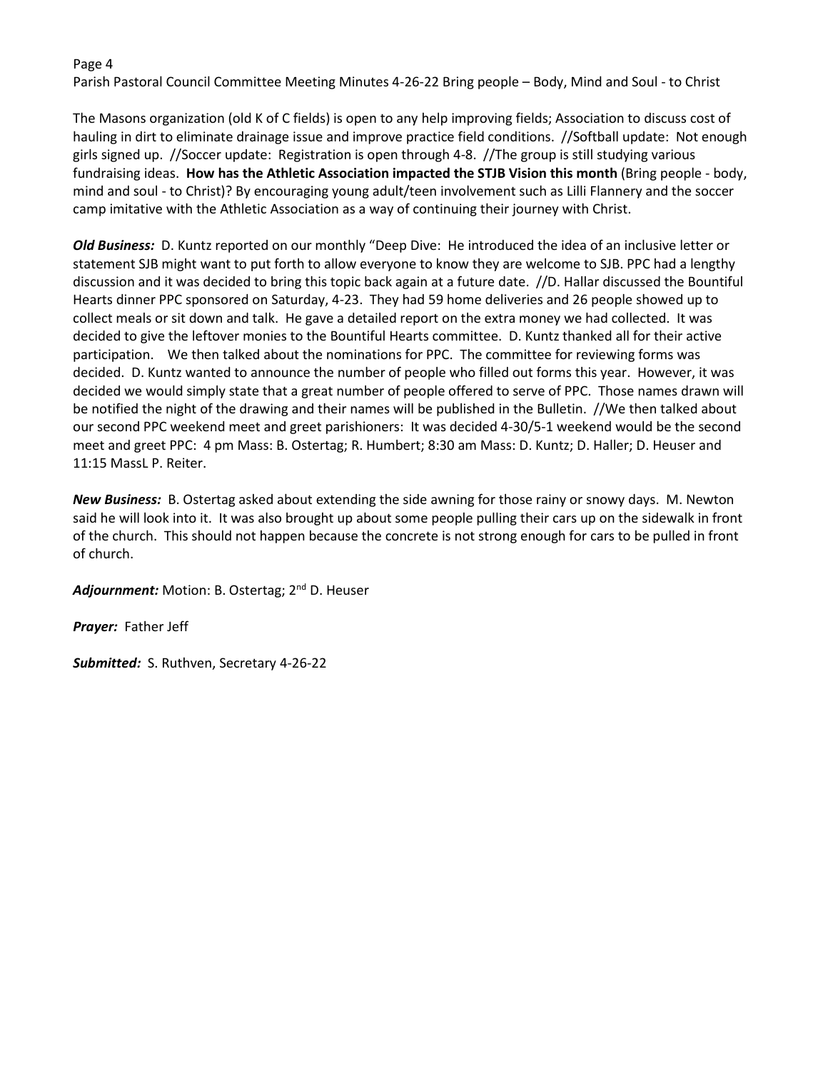The Masons organization (old K of C fields) is open to any help improving fields; Association to discuss cost of hauling in dirt to eliminate drainage issue and improve practice field conditions. //Softball update: Not enough girls signed up. //Soccer update: Registration is open through 4-8. //The group is still studying various fundraising ideas. **How has the Athletic Association impacted the STJB Vision this month** (Bring people - body, mind and soul - to Christ)? By encouraging young adult/teen involvement such as Lilli Flannery and the soccer camp imitative with the Athletic Association as a way of continuing their journey with Christ.

***Old Business:*** D. Kuntz reported on our monthly "Deep Dive: He introduced the idea of an inclusive letter or statement SJB might want to put forth to allow everyone to know they are welcome to SJB. PPC had a lengthy discussion and it was decided to bring this topic back again at a future date. //D. Hallar discussed the Bountiful Hearts dinner PPC sponsored on Saturday, 4-23. They had 59 home deliveries and 26 people showed up to collect meals or sit down and talk. He gave a detailed report on the extra money we had collected. It was decided to give the leftover monies to the Bountiful Hearts committee. D. Kuntz thanked all for their active participation. We then talked about the nominations for PPC. The committee for reviewing forms was decided. D. Kuntz wanted to announce the number of people who filled out forms this year. However, it was decided we would simply state that a great number of people offered to serve of PPC. Those names drawn will be notified the night of the drawing and their names will be published in the Bulletin. //We then talked about our second PPC weekend meet and greet parishioners: It was decided 4-30/5-1 weekend would be the second meet and greet PPC: 4 pm Mass: B. Ostertag; R. Humbert; 8:30 am Mass: D. Kuntz; D. Haller; D. Heuser and 11:15 MassL P. Reiter.

***New Business:*** B. Ostertag asked about extending the side awning for those rainy or snowy days. M. Newton said he will look into it. It was also brought up about some people pulling their cars up on the sidewalk in front of the church. This should not happen because the concrete is not strong enough for cars to be pulled in front of church.

***Adjournment:*** Motion: B. Ostertag; 2nd D. Heuser

***Prayer:*** Father Jeff

***Submitted:*** S. Ruthven, Secretary 4-26-22